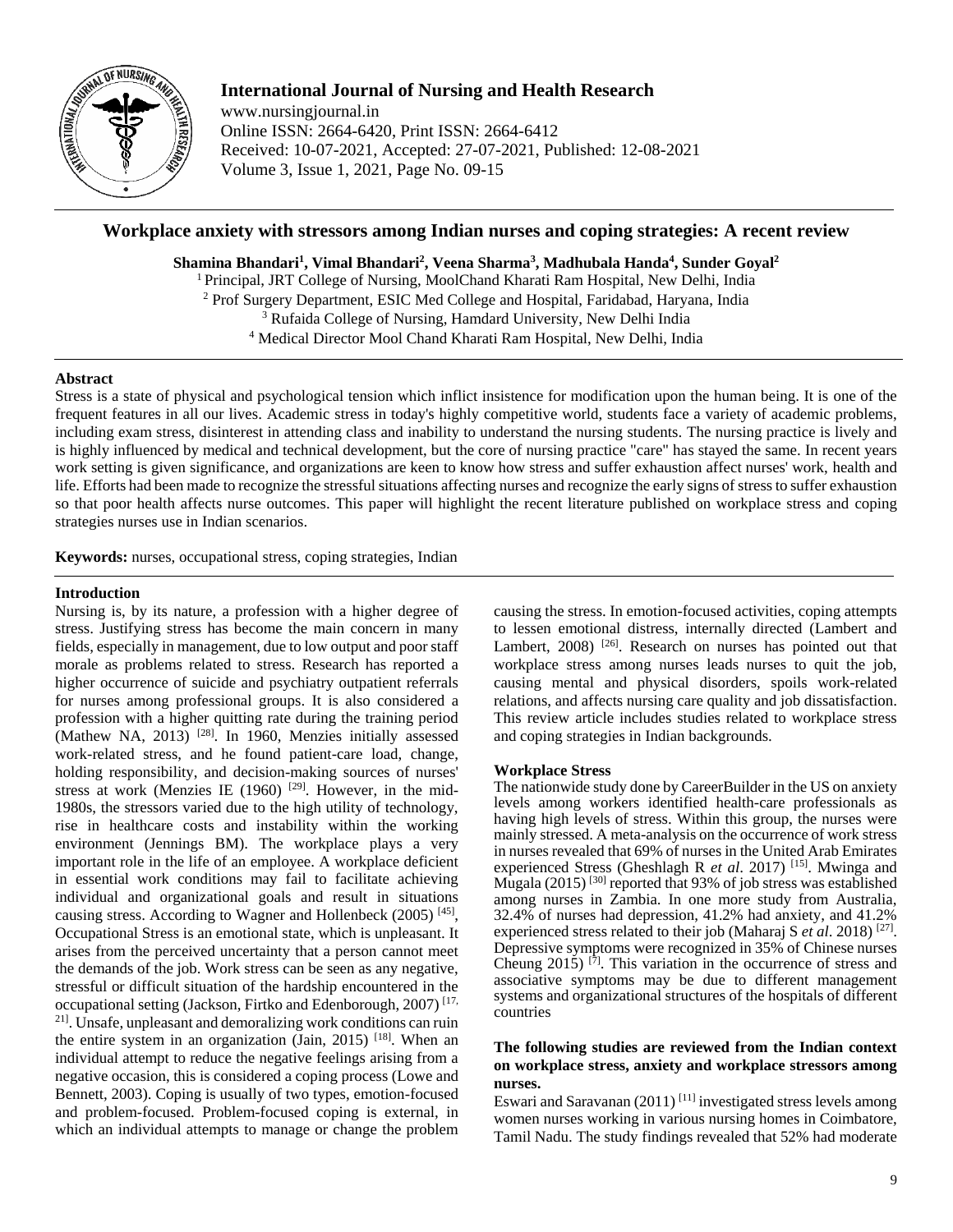# Workplace anxiety with stressors among Indian nurses and coping strategies: A recent review

**Shamina Bhandari[1], Vimal Bhandari[2], Veena Sharma[3], Madhubala Handa[4], Sunder Goyal[2]**

[1] Principal, JRT College of Nursing, MoolChand Kharati Ram Hospital, New Delhi, India
[2] Prof Surgery Department, ESIC Med College and Hospital, Faridabad, Haryana, India
[3] Rufaida College of Nursing, Hamdard University, New Delhi India
[4] Medical Director Mool Chand Kharati Ram Hospital, New Delhi, India

## Abstract

Stress is a state of physical and psychological tension which inflict insistence for modification upon the human being. It is one of the frequent features in all our lives. Academic stress in today's highly competitive world, students face a variety of academic problems, including exam stress, disinterest in attending class and inability to understand the nursing students. The nursing practice is lively and is highly influenced by medical and technical development, but the core of nursing practice "care" has stayed the same. In recent years work setting is given significance, and organizations are keen to know how stress and suffer exhaustion affect nurses' work, health and life. Efforts had been made to recognize the stressful situations affecting nurses and recognize the early signs of stress to suffer exhaustion so that poor health affects nurse outcomes. This paper will highlight the recent literature published on workplace stress and coping strategies nurses use in Indian scenarios.

**Keywords:** nurses, occupational stress, coping strategies, Indian

## Introduction

Nursing is, by its nature, a profession with a higher degree of stress. Justifying stress has become the main concern in many fields, especially in management, due to low output and poor staff morale as problems related to stress. Research has reported a higher occurrence of suicide and psychiatry outpatient referrals for nurses among professional groups. It is also considered a profession with a higher quitting rate during the training period (Mathew NA, 2013) [28]. In 1960, Menzies initially assessed work-related stress, and he found patient-care load, change, holding responsibility, and decision-making sources of nurses' stress at work (Menzies IE (1960) [29]. However, in the mid-1980s, the stressors varied due to the high utility of technology, rise in healthcare costs and instability within the working environment (Jennings BM). The workplace plays a very important role in the life of an employee. A workplace deficient in essential work conditions may fail to facilitate achieving individual and organizational goals and result in situations causing stress. According to Wagner and Hollenbeck (2005) [45], Occupational Stress is an emotional state, which is unpleasant. It arises from the perceived uncertainty that a person cannot meet the demands of the job. Work stress can be seen as any negative, stressful or difficult situation of the hardship encountered in the occupational setting (Jackson, Firtko and Edenborough, 2007) [17, 21]. Unsafe, unpleasant and demoralizing work conditions can ruin the entire system in an organization (Jain, 2015) [18]. When an individual attempt to reduce the negative feelings arising from a negative occasion, this is considered a coping process (Lowe and Bennett, 2003). Coping is usually of two types, emotion-focused and problem-focused. Problem-focused coping is external, in which an individual attempts to manage or change the problem causing the stress. In emotion-focused activities, coping attempts to lessen emotional distress, internally directed (Lambert and Lambert, 2008) [26]. Research on nurses has pointed out that workplace stress among nurses leads nurses to quit the job, causing mental and physical disorders, spoils work-related relations, and affects nursing care quality and job dissatisfaction. This review article includes studies related to workplace stress and coping strategies in Indian backgrounds.

### Workplace Stress

The nationwide study done by CareerBuilder in the US on anxiety levels among workers identified health-care professionals as having high levels of stress. Within this group, the nurses were mainly stressed. A meta-analysis on the occurrence of work stress in nurses revealed that 69% of nurses in the United Arab Emirates experienced Stress (Gheshlagh R *et al*. 2017) [15]. Mwinga and Mugala (2015) [30] reported that 93% of job stress was established among nurses in Zambia. In one more study from Australia, 32.4% of nurses had depression, 41.2% had anxiety, and 41.2% experienced stress related to their job (Maharaj S *et al*. 2018) [27]. Depressive symptoms were recognized in 35% of Chinese nurses Cheung 2015) [7]. This variation in the occurrence of stress and associative symptoms may be due to different management systems and organizational structures of the hospitals of different countries

**The following studies are reviewed from the Indian context on workplace stress, anxiety and workplace stressors among nurses.**

Eswari and Saravanan (2011) [11] investigated stress levels among women nurses working in various nursing homes in Coimbatore, Tamil Nadu. The study findings revealed that 52% had moderate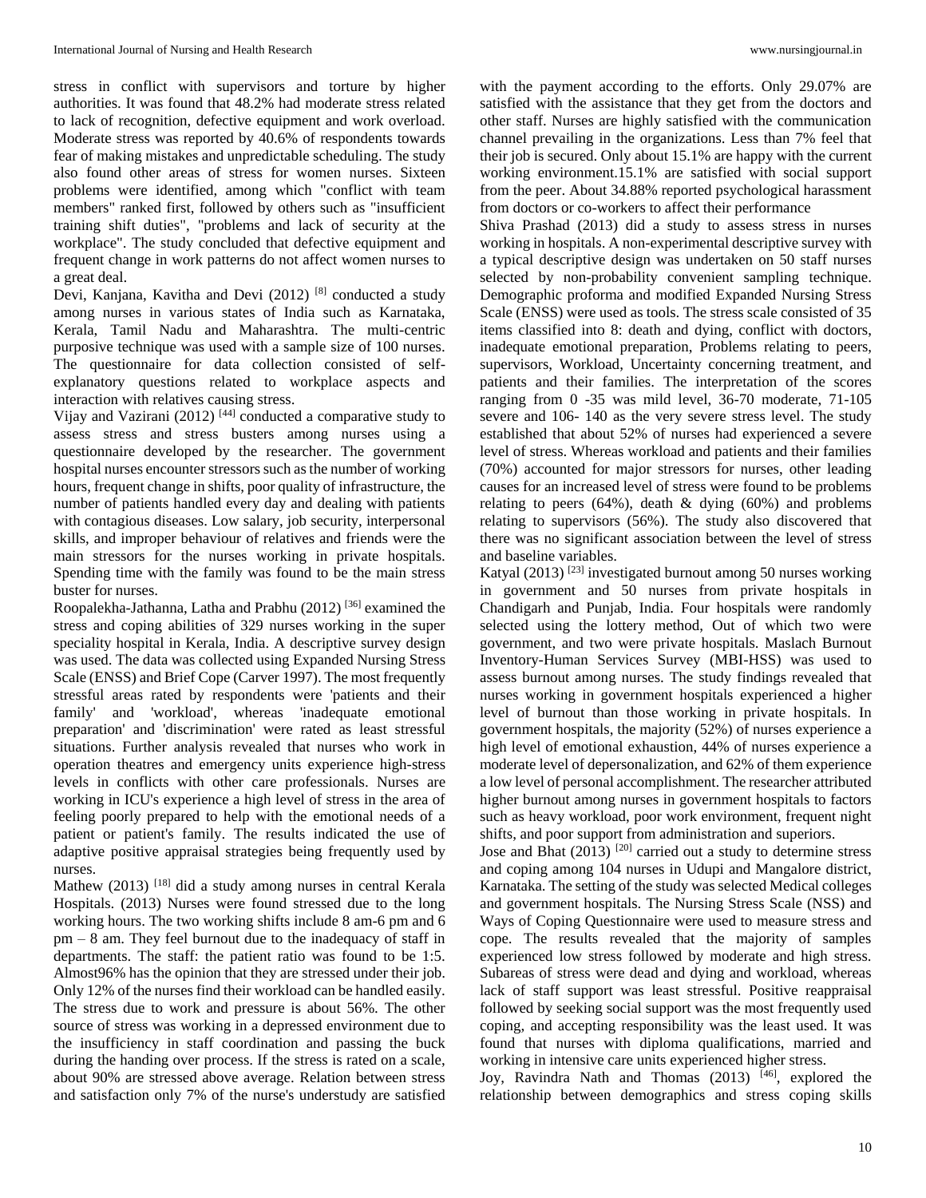stress in conflict with supervisors and torture by higher authorities. It was found that 48.2% had moderate stress related to lack of recognition, defective equipment and work overload. Moderate stress was reported by 40.6% of respondents towards fear of making mistakes and unpredictable scheduling. The study also found other areas of stress for women nurses. Sixteen problems were identified, among which "conflict with team members" ranked first, followed by others such as "insufficient training shift duties", "problems and lack of security at the workplace". The study concluded that defective equipment and frequent change in work patterns do not affect women nurses to a great deal.

Devi, Kanjana, Kavitha and Devi (2012) [8] conducted a study among nurses in various states of India such as Karnataka, Kerala, Tamil Nadu and Maharashtra. The multi-centric purposive technique was used with a sample size of 100 nurses. The questionnaire for data collection consisted of self-explanatory questions related to workplace aspects and interaction with relatives causing stress.

Vijay and Vazirani (2012) [44] conducted a comparative study to assess stress and stress busters among nurses using a questionnaire developed by the researcher. The government hospital nurses encounter stressors such as the number of working hours, frequent change in shifts, poor quality of infrastructure, the number of patients handled every day and dealing with patients with contagious diseases. Low salary, job security, interpersonal skills, and improper behaviour of relatives and friends were the main stressors for the nurses working in private hospitals. Spending time with the family was found to be the main stress buster for nurses.

Roopalekha-Jathanna, Latha and Prabhu (2012) [36] examined the stress and coping abilities of 329 nurses working in the super speciality hospital in Kerala, India. A descriptive survey design was used. The data was collected using Expanded Nursing Stress Scale (ENSS) and Brief Cope (Carver 1997). The most frequently stressful areas rated by respondents were 'patients and their family' and 'workload', whereas 'inadequate emotional preparation' and 'discrimination' were rated as least stressful situations. Further analysis revealed that nurses who work in operation theatres and emergency units experience high-stress levels in conflicts with other care professionals. Nurses are working in ICU's experience a high level of stress in the area of feeling poorly prepared to help with the emotional needs of a patient or patient's family. The results indicated the use of adaptive positive appraisal strategies being frequently used by nurses.

Mathew (2013) [18] did a study among nurses in central Kerala Hospitals. (2013) Nurses were found stressed due to the long working hours. The two working shifts include 8 am-6 pm and 6 pm – 8 am. They feel burnout due to the inadequacy of staff in departments. The staff: the patient ratio was found to be 1:5. Almost96% has the opinion that they are stressed under their job. Only 12% of the nurses find their workload can be handled easily. The stress due to work and pressure is about 56%. The other source of stress was working in a depressed environment due to the insufficiency in staff coordination and passing the buck during the handing over process. If the stress is rated on a scale, about 90% are stressed above average. Relation between stress and satisfaction only 7% of the nurse's understudy are satisfied with the payment according to the efforts. Only 29.07% are satisfied with the assistance that they get from the doctors and other staff. Nurses are highly satisfied with the communication channel prevailing in the organizations. Less than 7% feel that their job is secured. Only about 15.1% are happy with the current working environment.15.1% are satisfied with social support from the peer. About 34.88% reported psychological harassment from doctors or co-workers to affect their performance

Shiva Prashad (2013) did a study to assess stress in nurses working in hospitals. A non-experimental descriptive survey with a typical descriptive design was undertaken on 50 staff nurses selected by non-probability convenient sampling technique. Demographic proforma and modified Expanded Nursing Stress Scale (ENSS) were used as tools. The stress scale consisted of 35 items classified into 8: death and dying, conflict with doctors, inadequate emotional preparation, Problems relating to peers, supervisors, Workload, Uncertainty concerning treatment, and patients and their families. The interpretation of the scores ranging from 0 -35 was mild level, 36-70 moderate, 71-105 severe and 106- 140 as the very severe stress level. The study established that about 52% of nurses had experienced a severe level of stress. Whereas workload and patients and their families (70%) accounted for major stressors for nurses, other leading causes for an increased level of stress were found to be problems relating to peers (64%), death & dying (60%) and problems relating to supervisors (56%). The study also discovered that there was no significant association between the level of stress and baseline variables.

Katyal (2013) [23] investigated burnout among 50 nurses working in government and 50 nurses from private hospitals in Chandigarh and Punjab, India. Four hospitals were randomly selected using the lottery method, Out of which two were government, and two were private hospitals. Maslach Burnout Inventory-Human Services Survey (MBI-HSS) was used to assess burnout among nurses. The study findings revealed that nurses working in government hospitals experienced a higher level of burnout than those working in private hospitals. In government hospitals, the majority (52%) of nurses experience a high level of emotional exhaustion, 44% of nurses experience a moderate level of depersonalization, and 62% of them experience a low level of personal accomplishment. The researcher attributed higher burnout among nurses in government hospitals to factors such as heavy workload, poor work environment, frequent night shifts, and poor support from administration and superiors.

Jose and Bhat (2013) [20] carried out a study to determine stress and coping among 104 nurses in Udupi and Mangalore district, Karnataka. The setting of the study was selected Medical colleges and government hospitals. The Nursing Stress Scale (NSS) and Ways of Coping Questionnaire were used to measure stress and cope. The results revealed that the majority of samples experienced low stress followed by moderate and high stress. Subareas of stress were dead and dying and workload, whereas lack of staff support was least stressful. Positive reappraisal followed by seeking social support was the most frequently used coping, and accepting responsibility was the least used. It was found that nurses with diploma qualifications, married and working in intensive care units experienced higher stress.

Joy, Ravindra Nath and Thomas (2013) [46], explored the relationship between demographics and stress coping skills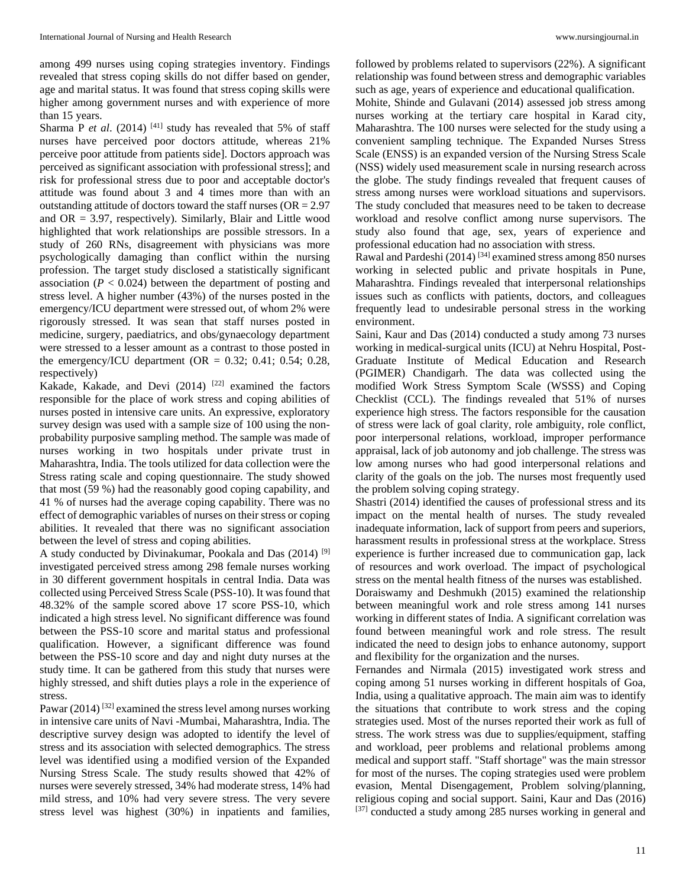among 499 nurses using coping strategies inventory. Findings revealed that stress coping skills do not differ based on gender, age and marital status. It was found that stress coping skills were higher among government nurses and with experience of more than 15 years.

Sharma P *et al*. (2014) [41] study has revealed that 5% of staff nurses have perceived poor doctors attitude, whereas 21% perceive poor attitude from patients side]. Doctors approach was perceived as significant association with professional stress]; and risk for professional stress due to poor and acceptable doctor's attitude was found about 3 and 4 times more than with an outstanding attitude of doctors toward the staff nurses (OR = 2.97 and OR = 3.97, respectively). Similarly, Blair and Little wood highlighted that work relationships are possible stressors. In a study of 260 RNs, disagreement with physicians was more psychologically damaging than conflict within the nursing profession. The target study disclosed a statistically significant association ($P < 0.024$) between the department of posting and stress level. A higher number (43%) of the nurses posted in the emergency/ICU department were stressed out, of whom 2% were rigorously stressed. It was sean that staff nurses posted in medicine, surgery, paediatrics, and obs/gynaecology department were stressed to a lesser amount as a contrast to those posted in the emergency/ICU department (OR = 0.32; 0.41; 0.54; 0.28, respectively)

Kakade, Kakade, and Devi (2014) [22] examined the factors responsible for the place of work stress and coping abilities of nurses posted in intensive care units. An expressive, exploratory survey design was used with a sample size of 100 using the non-probability purposive sampling method. The sample was made of nurses working in two hospitals under private trust in Maharashtra, India. The tools utilized for data collection were the Stress rating scale and coping questionnaire. The study showed that most (59 %) had the reasonably good coping capability, and 41 % of nurses had the average coping capability. There was no effect of demographic variables of nurses on their stress or coping abilities. It revealed that there was no significant association between the level of stress and coping abilities.

A study conducted by Divinakumar, Pookala and Das (2014) [9] investigated perceived stress among 298 female nurses working in 30 different government hospitals in central India. Data was collected using Perceived Stress Scale (PSS-10). It was found that 48.32% of the sample scored above 17 score PSS-10, which indicated a high stress level. No significant difference was found between the PSS-10 score and marital status and professional qualification. However, a significant difference was found between the PSS-10 score and day and night duty nurses at the study time. It can be gathered from this study that nurses were highly stressed, and shift duties plays a role in the experience of stress.

Pawar (2014) [32] examined the stress level among nurses working in intensive care units of Navi -Mumbai, Maharashtra, India. The descriptive survey design was adopted to identify the level of stress and its association with selected demographics. The stress level was identified using a modified version of the Expanded Nursing Stress Scale. The study results showed that 42% of nurses were severely stressed, 34% had moderate stress, 14% had mild stress, and 10% had very severe stress. The very severe stress level was highest (30%) in inpatients and families, followed by problems related to supervisors (22%). A significant relationship was found between stress and demographic variables such as age, years of experience and educational qualification.

Mohite, Shinde and Gulavani (2014) assessed job stress among nurses working at the tertiary care hospital in Karad city, Maharashtra. The 100 nurses were selected for the study using a convenient sampling technique. The Expanded Nurses Stress Scale (ENSS) is an expanded version of the Nursing Stress Scale (NSS) widely used measurement scale in nursing research across the globe. The study findings revealed that frequent causes of stress among nurses were workload situations and supervisors. The study concluded that measures need to be taken to decrease workload and resolve conflict among nurse supervisors. The study also found that age, sex, years of experience and professional education had no association with stress.

Rawal and Pardeshi (2014) [34] examined stress among 850 nurses working in selected public and private hospitals in Pune, Maharashtra. Findings revealed that interpersonal relationships issues such as conflicts with patients, doctors, and colleagues frequently lead to undesirable personal stress in the working environment.

Saini, Kaur and Das (2014) conducted a study among 73 nurses working in medical-surgical units (ICU) at Nehru Hospital, Post-Graduate Institute of Medical Education and Research (PGIMER) Chandigarh. The data was collected using the modified Work Stress Symptom Scale (WSSS) and Coping Checklist (CCL). The findings revealed that 51% of nurses experience high stress. The factors responsible for the causation of stress were lack of goal clarity, role ambiguity, role conflict, poor interpersonal relations, workload, improper performance appraisal, lack of job autonomy and job challenge. The stress was low among nurses who had good interpersonal relations and clarity of the goals on the job. The nurses most frequently used the problem solving coping strategy.

Shastri (2014) identified the causes of professional stress and its impact on the mental health of nurses. The study revealed inadequate information, lack of support from peers and superiors, harassment results in professional stress at the workplace. Stress experience is further increased due to communication gap, lack of resources and work overload. The impact of psychological stress on the mental health fitness of the nurses was established.

Doraiswamy and Deshmukh (2015) examined the relationship between meaningful work and role stress among 141 nurses working in different states of India. A significant correlation was found between meaningful work and role stress. The result indicated the need to design jobs to enhance autonomy, support and flexibility for the organization and the nurses.

Fernandes and Nirmala (2015) investigated work stress and coping among 51 nurses working in different hospitals of Goa, India, using a qualitative approach. The main aim was to identify the situations that contribute to work stress and the coping strategies used. Most of the nurses reported their work as full of stress. The work stress was due to supplies/equipment, staffing and workload, peer problems and relational problems among medical and support staff. "Staff shortage" was the main stressor for most of the nurses. The coping strategies used were problem evasion, Mental Disengagement, Problem solving/planning, religious coping and social support. Saini, Kaur and Das (2016) [37] conducted a study among 285 nurses working in general and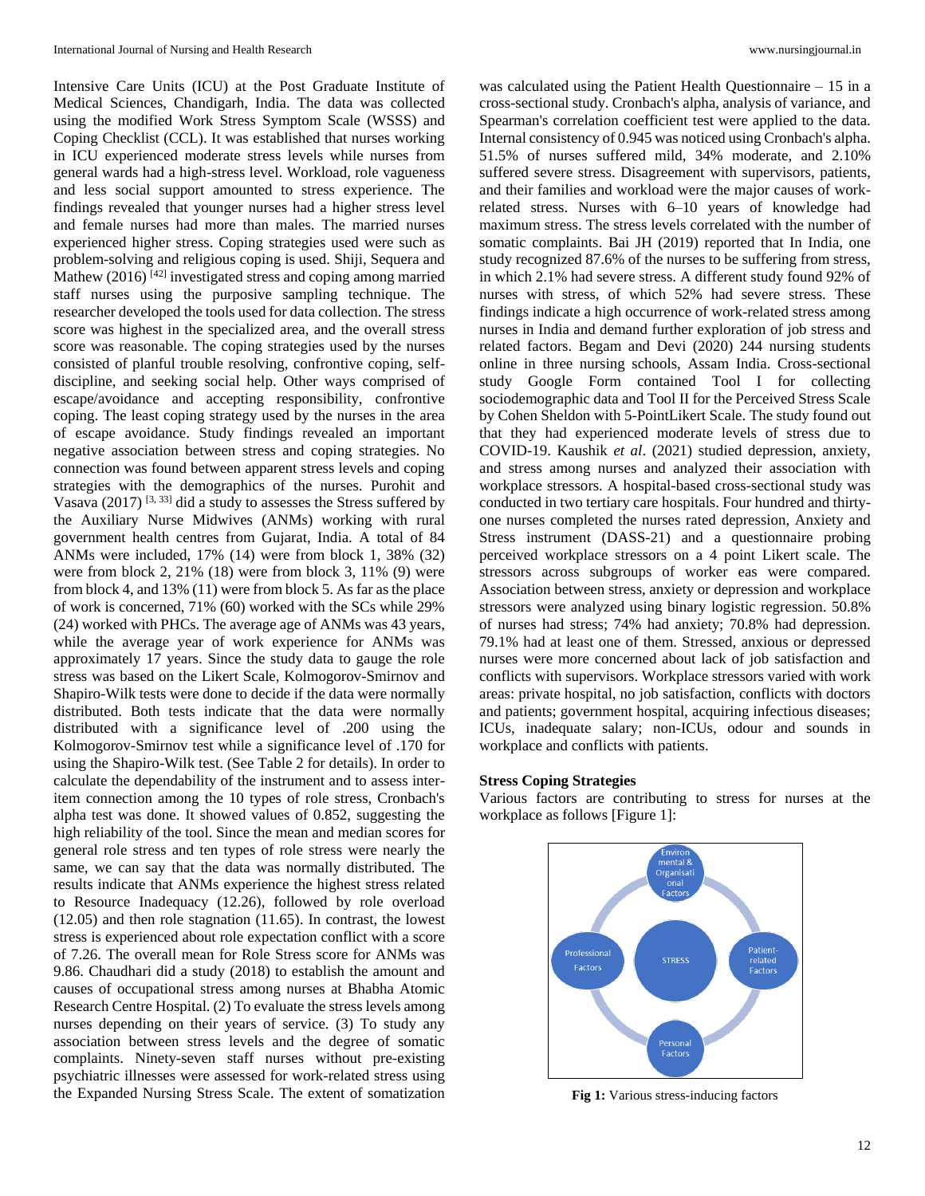Intensive Care Units (ICU) at the Post Graduate Institute of Medical Sciences, Chandigarh, India. The data was collected using the modified Work Stress Symptom Scale (WSSS) and Coping Checklist (CCL). It was established that nurses working in ICU experienced moderate stress levels while nurses from general wards had a high-stress level. Workload, role vagueness and less social support amounted to stress experience. The findings revealed that younger nurses had a higher stress level and female nurses had more than males. The married nurses experienced higher stress. Coping strategies used were such as problem-solving and religious coping is used. Shiji, Sequera and Mathew (2016) [42] investigated stress and coping among married staff nurses using the purposive sampling technique. The researcher developed the tools used for data collection. The stress score was highest in the specialized area, and the overall stress score was reasonable. The coping strategies used by the nurses consisted of planful trouble resolving, confrontive coping, self-discipline, and seeking social help. Other ways comprised of escape/avoidance and accepting responsibility, confrontive coping. The least coping strategy used by the nurses in the area of escape avoidance. Study findings revealed an important negative association between stress and coping strategies. No connection was found between apparent stress levels and coping strategies with the demographics of the nurses. Purohit and Vasava (2017) [3, 33] did a study to assesses the Stress suffered by the Auxiliary Nurse Midwives (ANMs) working with rural government health centres from Gujarat, India. A total of 84 ANMs were included, 17% (14) were from block 1, 38% (32) were from block 2, 21% (18) were from block 3, 11% (9) were from block 4, and 13% (11) were from block 5. As far as the place of work is concerned, 71% (60) worked with the SCs while 29% (24) worked with PHCs. The average age of ANMs was 43 years, while the average year of work experience for ANMs was approximately 17 years. Since the study data to gauge the role stress was based on the Likert Scale, Kolmogorov-Smirnov and Shapiro-Wilk tests were done to decide if the data were normally distributed. Both tests indicate that the data were normally distributed with a significance level of .200 using the Kolmogorov-Smirnov test while a significance level of .170 for using the Shapiro-Wilk test. (See Table 2 for details). In order to calculate the dependability of the instrument and to assess inter-item connection among the 10 types of role stress, Cronbach's alpha test was done. It showed values of 0.852, suggesting the high reliability of the tool. Since the mean and median scores for general role stress and ten types of role stress were nearly the same, we can say that the data was normally distributed. The results indicate that ANMs experience the highest stress related to Resource Inadequacy (12.26), followed by role overload (12.05) and then role stagnation (11.65). In contrast, the lowest stress is experienced about role expectation conflict with a score of 7.26. The overall mean for Role Stress score for ANMs was 9.86. Chaudhari did a study (2018) to establish the amount and causes of occupational stress among nurses at Bhabha Atomic Research Centre Hospital. (2) To evaluate the stress levels among nurses depending on their years of service. (3) To study any association between stress levels and the degree of somatic complaints. Ninety-seven staff nurses without pre-existing psychiatric illnesses were assessed for work-related stress using the Expanded Nursing Stress Scale. The extent of somatization was calculated using the Patient Health Questionnaire – 15 in a cross-sectional study. Cronbach's alpha, analysis of variance, and Spearman's correlation coefficient test were applied to the data. Internal consistency of 0.945 was noticed using Cronbach's alpha. 51.5% of nurses suffered mild, 34% moderate, and 2.10% suffered severe stress. Disagreement with supervisors, patients, and their families and workload were the major causes of work-related stress. Nurses with 6–10 years of knowledge had maximum stress. The stress levels correlated with the number of somatic complaints. Bai JH (2019) reported that In India, one study recognized 87.6% of the nurses to be suffering from stress, in which 2.1% had severe stress. A different study found 92% of nurses with stress, of which 52% had severe stress. These findings indicate a high occurrence of work-related stress among nurses in India and demand further exploration of job stress and related factors. Begam and Devi (2020) 244 nursing students online in three nursing schools, Assam India. Cross-sectional study Google Form contained Tool I for collecting sociodemographic data and Tool II for the Perceived Stress Scale by Cohen Sheldon with 5-PointLikert Scale. The study found out that they had experienced moderate levels of stress due to COVID-19. Kaushik *et al*. (2021) studied depression, anxiety, and stress among nurses and analyzed their association with workplace stressors. A hospital-based cross-sectional study was conducted in two tertiary care hospitals. Four hundred and thirty-one nurses completed the nurses rated depression, Anxiety and Stress instrument (DASS-21) and a questionnaire probing perceived workplace stressors on a 4 point Likert scale. The stressors across subgroups of worker eas were compared. Association between stress, anxiety or depression and workplace stressors were analyzed using binary logistic regression. 50.8% of nurses had stress; 74% had anxiety; 70.8% had depression. 79.1% had at least one of them. Stressed, anxious or depressed nurses were more concerned about lack of job satisfaction and conflicts with supervisors. Workplace stressors varied with work areas: private hospital, no job satisfaction, conflicts with doctors and patients; government hospital, acquiring infectious diseases; ICUs, inadequate salary; non-ICUs, odour and sounds in workplace and conflicts with patients.

### Stress Coping Strategies

Various factors are contributing to stress for nurses at the workplace as follows [Figure 1]:

**Fig 1:** Various stress-inducing factors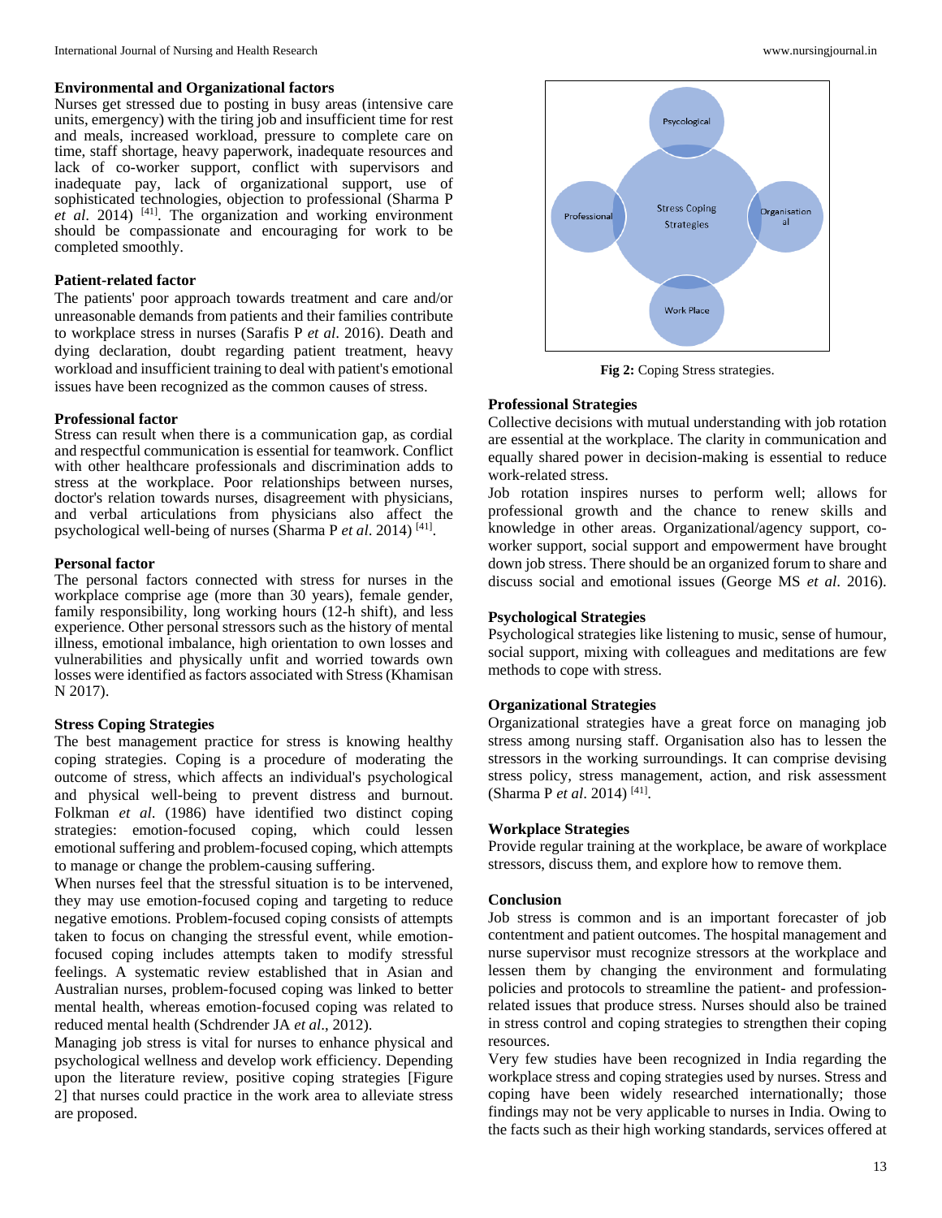### Environmental and Organizational factors

Nurses get stressed due to posting in busy areas (intensive care units, emergency) with the tiring job and insufficient time for rest and meals, increased workload, pressure to complete care on time, staff shortage, heavy paperwork, inadequate resources and lack of co-worker support, conflict with supervisors and inadequate pay, lack of organizational support, use of sophisticated technologies, objection to professional (Sharma P *et al*. 2014) [41]. The organization and working environment should be compassionate and encouraging for work to be completed smoothly.

### Patient-related factor

The patients' poor approach towards treatment and care and/or unreasonable demands from patients and their families contribute to workplace stress in nurses (Sarafis P *et al*. 2016). Death and dying declaration, doubt regarding patient treatment, heavy workload and insufficient training to deal with patient's emotional issues have been recognized as the common causes of stress.

### Professional factor

Stress can result when there is a communication gap, as cordial and respectful communication is essential for teamwork. Conflict with other healthcare professionals and discrimination adds to stress at the workplace. Poor relationships between nurses, doctor's relation towards nurses, disagreement with physicians, and verbal articulations from physicians also affect the psychological well-being of nurses (Sharma P *et al*. 2014) [41].

### Personal factor

The personal factors connected with stress for nurses in the workplace comprise age (more than 30 years), female gender, family responsibility, long working hours (12-h shift), and less experience. Other personal stressors such as the history of mental illness, emotional imbalance, high orientation to own losses and vulnerabilities and physically unfit and worried towards own losses were identified as factors associated with Stress (Khamisan N 2017).

### Stress Coping Strategies

The best management practice for stress is knowing healthy coping strategies. Coping is a procedure of moderating the outcome of stress, which affects an individual's psychological and physical well-being to prevent distress and burnout. Folkman *et al*. (1986) have identified two distinct coping strategies: emotion-focused coping, which could lessen emotional suffering and problem-focused coping, which attempts to manage or change the problem-causing suffering.

When nurses feel that the stressful situation is to be intervened, they may use emotion-focused coping and targeting to reduce negative emotions. Problem-focused coping consists of attempts taken to focus on changing the stressful event, while emotion-focused coping includes attempts taken to modify stressful feelings. A systematic review established that in Asian and Australian nurses, problem-focused coping was linked to better mental health, whereas emotion-focused coping was related to reduced mental health (Schdrender JA *et al*., 2012).

Managing job stress is vital for nurses to enhance physical and psychological wellness and develop work efficiency. Depending upon the literature review, positive coping strategies [Figure 2] that nurses could practice in the work area to alleviate stress are proposed.

**Fig 2:** Coping Stress strategies.

### Professional Strategies

Collective decisions with mutual understanding with job rotation are essential at the workplace. The clarity in communication and equally shared power in decision-making is essential to reduce work-related stress.

Job rotation inspires nurses to perform well; allows for professional growth and the chance to renew skills and knowledge in other areas. Organizational/agency support, co-worker support, social support and empowerment have brought down job stress. There should be an organized forum to share and discuss social and emotional issues (George MS *et al*. 2016).

### Psychological Strategies

Psychological strategies like listening to music, sense of humour, social support, mixing with colleagues and meditations are few methods to cope with stress.

### Organizational Strategies

Organizational strategies have a great force on managing job stress among nursing staff. Organisation also has to lessen the stressors in the working surroundings. It can comprise devising stress policy, stress management, action, and risk assessment (Sharma P *et al*. 2014) [41].

### Workplace Strategies

Provide regular training at the workplace, be aware of workplace stressors, discuss them, and explore how to remove them.

### Conclusion

Job stress is common and is an important forecaster of job contentment and patient outcomes. The hospital management and nurse supervisor must recognize stressors at the workplace and lessen them by changing the environment and formulating policies and protocols to streamline the patient- and profession-related issues that produce stress. Nurses should also be trained in stress control and coping strategies to strengthen their coping resources.

Very few studies have been recognized in India regarding the workplace stress and coping strategies used by nurses. Stress and coping have been widely researched internationally; those findings may not be very applicable to nurses in India. Owing to the facts such as their high working standards, services offered at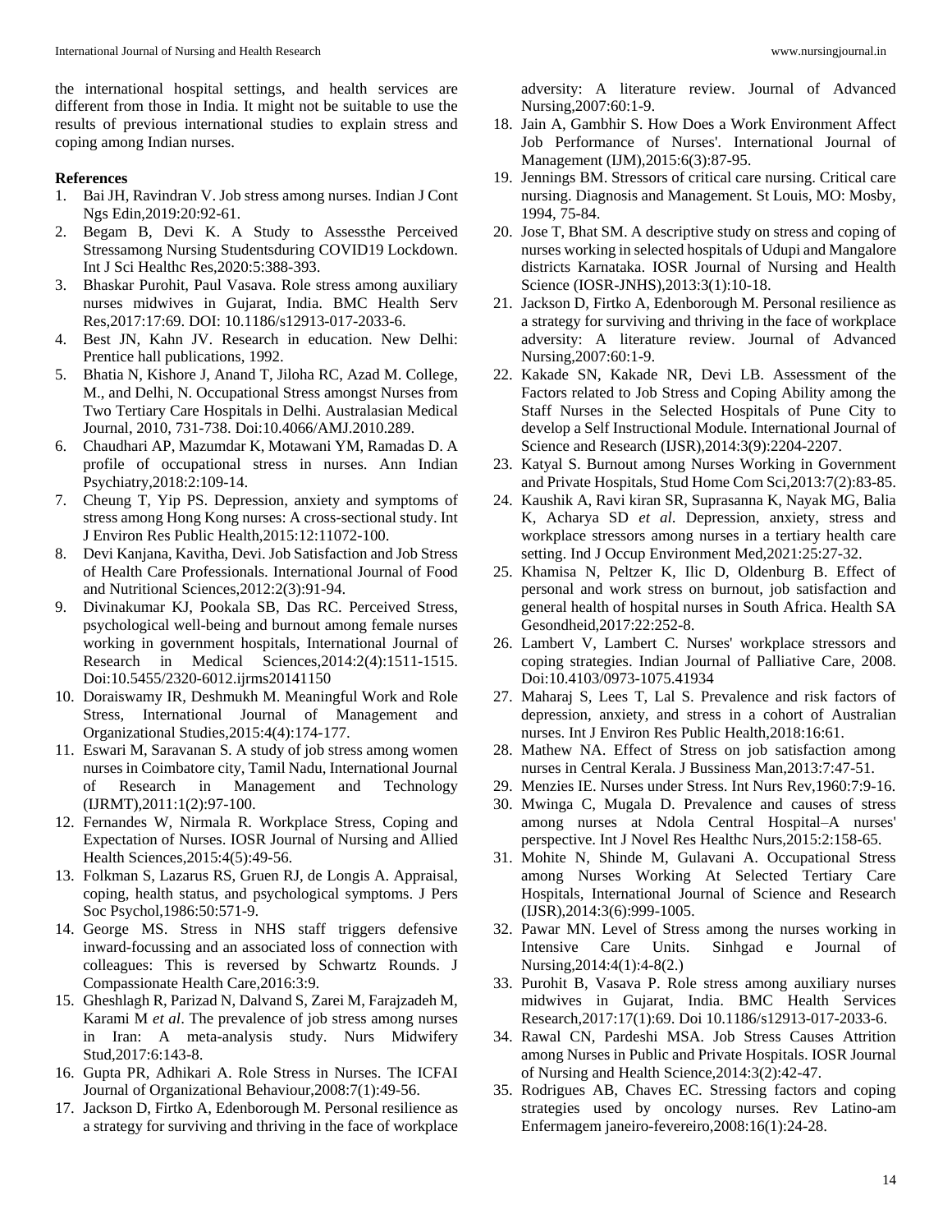the international hospital settings, and health services are different from those in India. It might not be suitable to use the results of previous international studies to explain stress and coping among Indian nurses.

## References

1. Bai JH, Ravindran V. Job stress among nurses. Indian J Cont Ngs Edin,2019:20:92-61.
2. Begam B, Devi K. A Study to Assessthe Perceived Stressamong Nursing Studentsduring COVID19 Lockdown. Int J Sci Healthc Res,2020:5:388-393.
3. Bhaskar Purohit, Paul Vasava. Role stress among auxiliary nurses midwives in Gujarat, India. BMC Health Serv Res,2017:17:69. DOI: 10.1186/s12913-017-2033-6.
4. Best JN, Kahn JV. Research in education. New Delhi: Prentice hall publications, 1992.
5. Bhatia N, Kishore J, Anand T, Jiloha RC, Azad M. College, M., and Delhi, N. Occupational Stress amongst Nurses from Two Tertiary Care Hospitals in Delhi. Australasian Medical Journal, 2010, 731-738. Doi:10.4066/AMJ.2010.289.
6. Chaudhari AP, Mazumdar K, Motawani YM, Ramadas D. A profile of occupational stress in nurses. Ann Indian Psychiatry,2018:2:109-14.
7. Cheung T, Yip PS. Depression, anxiety and symptoms of stress among Hong Kong nurses: A cross-sectional study. Int J Environ Res Public Health,2015:12:11072-100.
8. Devi Kanjana, Kavitha, Devi. Job Satisfaction and Job Stress of Health Care Professionals. International Journal of Food and Nutritional Sciences,2012:2(3):91-94.
9. Divinakumar KJ, Pookala SB, Das RC. Perceived Stress, psychological well-being and burnout among female nurses working in government hospitals, International Journal of Research in Medical Sciences,2014:2(4):1511-1515. Doi:10.5455/2320-6012.ijrms20141150
10. Doraiswamy IR, Deshmukh M. Meaningful Work and Role Stress, International Journal of Management and Organizational Studies,2015:4(4):174-177.
11. Eswari M, Saravanan S. A study of job stress among women nurses in Coimbatore city, Tamil Nadu, International Journal of Research in Management and Technology (IJRMT),2011:1(2):97-100.
12. Fernandes W, Nirmala R. Workplace Stress, Coping and Expectation of Nurses. IOSR Journal of Nursing and Allied Health Sciences,2015:4(5):49-56.
13. Folkman S, Lazarus RS, Gruen RJ, de Longis A. Appraisal, coping, health status, and psychological symptoms. J Pers Soc Psychol,1986:50:571-9.
14. George MS. Stress in NHS staff triggers defensive inward-focussing and an associated loss of connection with colleagues: This is reversed by Schwartz Rounds. J Compassionate Health Care,2016:3:9.
15. Gheshlagh R, Parizad N, Dalvand S, Zarei M, Farajzadeh M, Karami M *et al*. The prevalence of job stress among nurses in Iran: A meta-analysis study. Nurs Midwifery Stud,2017:6:143-8.
16. Gupta PR, Adhikari A. Role Stress in Nurses. The ICFAI Journal of Organizational Behaviour,2008:7(1):49-56.
17. Jackson D, Firtko A, Edenborough M. Personal resilience as a strategy for surviving and thriving in the face of workplace adversity: A literature review. Journal of Advanced Nursing,2007:60:1-9.
18. Jain A, Gambhir S. How Does a Work Environment Affect Job Performance of Nurses'. International Journal of Management (IJM),2015:6(3):87-95.
19. Jennings BM. Stressors of critical care nursing. Critical care nursing. Diagnosis and Management. St Louis, MO: Mosby, 1994, 75-84.
20. Jose T, Bhat SM. A descriptive study on stress and coping of nurses working in selected hospitals of Udupi and Mangalore districts Karnataka. IOSR Journal of Nursing and Health Science (IOSR-JNHS),2013:3(1):10-18.
21. Jackson D, Firtko A, Edenborough M. Personal resilience as a strategy for surviving and thriving in the face of workplace adversity: A literature review. Journal of Advanced Nursing,2007:60:1-9.
22. Kakade SN, Kakade NR, Devi LB. Assessment of the Factors related to Job Stress and Coping Ability among the Staff Nurses in the Selected Hospitals of Pune City to develop a Self Instructional Module. International Journal of Science and Research (IJSR),2014:3(9):2204-2207.
23. Katyal S. Burnout among Nurses Working in Government and Private Hospitals, Stud Home Com Sci,2013:7(2):83-85.
24. Kaushik A, Ravi kiran SR, Suprasanna K, Nayak MG, Balia K, Acharya SD *et al*. Depression, anxiety, stress and workplace stressors among nurses in a tertiary health care setting. Ind J Occup Environment Med,2021:25:27-32.
25. Khamisa N, Peltzer K, Ilic D, Oldenburg B. Effect of personal and work stress on burnout, job satisfaction and general health of hospital nurses in South Africa. Health SA Gesondheid,2017:22:252-8.
26. Lambert V, Lambert C. Nurses' workplace stressors and coping strategies. Indian Journal of Palliative Care, 2008. Doi:10.4103/0973-1075.41934
27. Maharaj S, Lees T, Lal S. Prevalence and risk factors of depression, anxiety, and stress in a cohort of Australian nurses. Int J Environ Res Public Health,2018:16:61.
28. Mathew NA. Effect of Stress on job satisfaction among nurses in Central Kerala. J Bussiness Man,2013:7:47-51.
29. Menzies IE. Nurses under Stress. Int Nurs Rev,1960:7:9-16.
30. Mwinga C, Mugala D. Prevalence and causes of stress among nurses at Ndola Central Hospital–A nurses' perspective. Int J Novel Res Healthc Nurs,2015:2:158-65.
31. Mohite N, Shinde M, Gulavani A. Occupational Stress among Nurses Working At Selected Tertiary Care Hospitals, International Journal of Science and Research (IJSR),2014:3(6):999-1005.
32. Pawar MN. Level of Stress among the nurses working in Intensive Care Units. Sinhgad e Journal of Nursing,2014:4(1):4-8(2.)
33. Purohit B, Vasava P. Role stress among auxiliary nurses midwives in Gujarat, India. BMC Health Services Research,2017:17(1):69. Doi 10.1186/s12913-017-2033-6.
34. Rawal CN, Pardeshi MSA. Job Stress Causes Attrition among Nurses in Public and Private Hospitals. IOSR Journal of Nursing and Health Science,2014:3(2):42-47.
35. Rodrigues AB, Chaves EC. Stressing factors and coping strategies used by oncology nurses. Rev Latino-am Enfermagem janeiro-fevereiro,2008:16(1):24-28.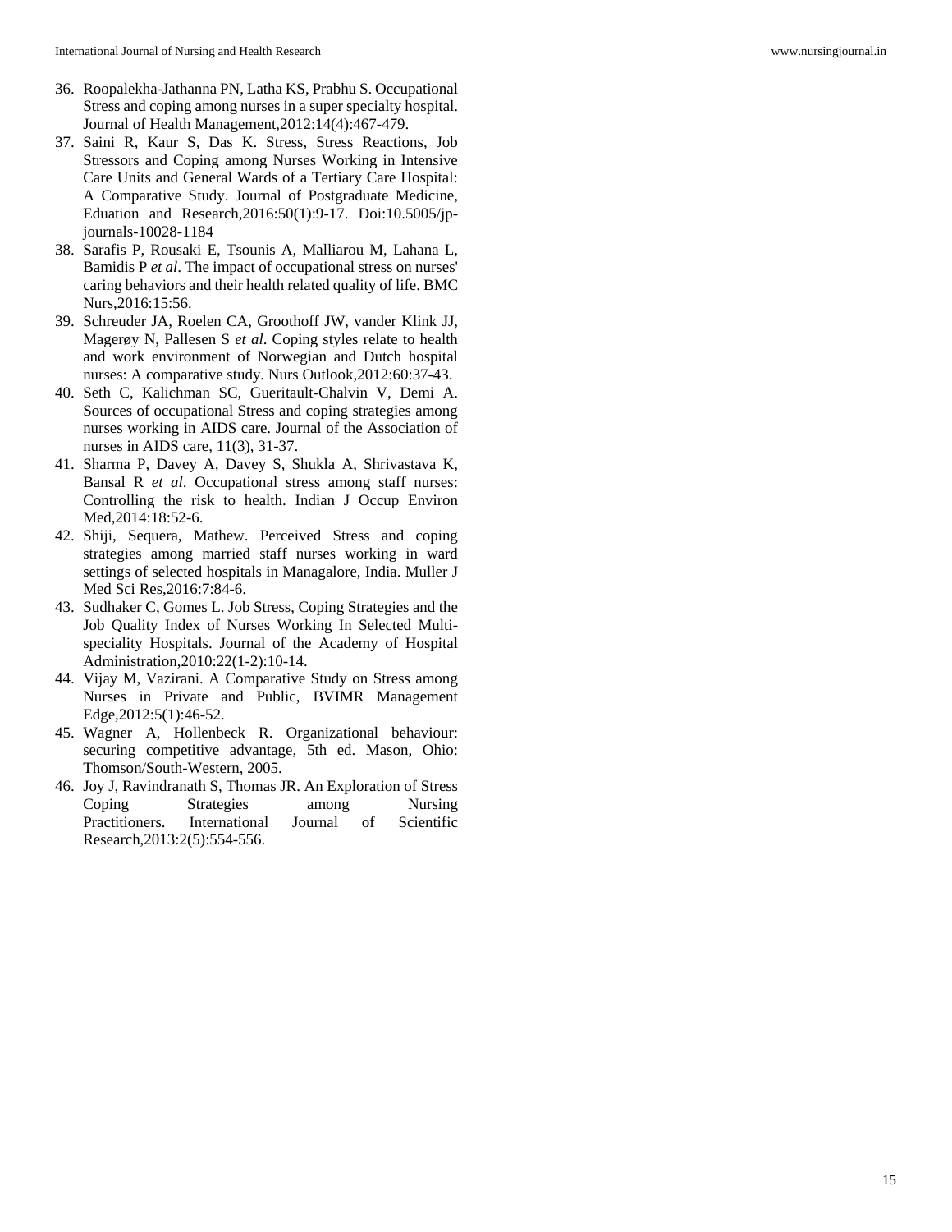36. Roopalekha-Jathanna PN, Latha KS, Prabhu S. Occupational Stress and coping among nurses in a super specialty hospital. Journal of Health Management,2012:14(4):467-479.
37. Saini R, Kaur S, Das K. Stress, Stress Reactions, Job Stressors and Coping among Nurses Working in Intensive Care Units and General Wards of a Tertiary Care Hospital: A Comparative Study. Journal of Postgraduate Medicine, Eduation and Research,2016:50(1):9-17. Doi:10.5005/jp-journals-10028-1184
38. Sarafis P, Rousaki E, Tsounis A, Malliarou M, Lahana L, Bamidis P *et al*. The impact of occupational stress on nurses' caring behaviors and their health related quality of life. BMC Nurs,2016:15:56.
39. Schreuder JA, Roelen CA, Groothoff JW, vander Klink JJ, Magerøy N, Pallesen S *et al*. Coping styles relate to health and work environment of Norwegian and Dutch hospital nurses: A comparative study. Nurs Outlook,2012:60:37-43.
40. Seth C, Kalichman SC, Gueritault-Chalvin V, Demi A. Sources of occupational Stress and coping strategies among nurses working in AIDS care. Journal of the Association of nurses in AIDS care, 11(3), 31-37.
41. Sharma P, Davey A, Davey S, Shukla A, Shrivastava K, Bansal R *et al*. Occupational stress among staff nurses: Controlling the risk to health. Indian J Occup Environ Med,2014:18:52-6.
42. Shiji, Sequera, Mathew. Perceived Stress and coping strategies among married staff nurses working in ward settings of selected hospitals in Managalore, India. Muller J Med Sci Res,2016:7:84-6.
43. Sudhaker C, Gomes L. Job Stress, Coping Strategies and the Job Quality Index of Nurses Working In Selected Multi-speciality Hospitals. Journal of the Academy of Hospital Administration,2010:22(1-2):10-14.
44. Vijay M, Vazirani. A Comparative Study on Stress among Nurses in Private and Public, BVIMR Management Edge,2012:5(1):46-52.
45. Wagner A, Hollenbeck R. Organizational behaviour: securing competitive advantage, 5th ed. Mason, Ohio: Thomson/South-Western, 2005.
46. Joy J, Ravindranath S, Thomas JR. An Exploration of Stress Coping Strategies among Nursing Practitioners. International Journal of Scientific Research,2013:2(5):554-556.